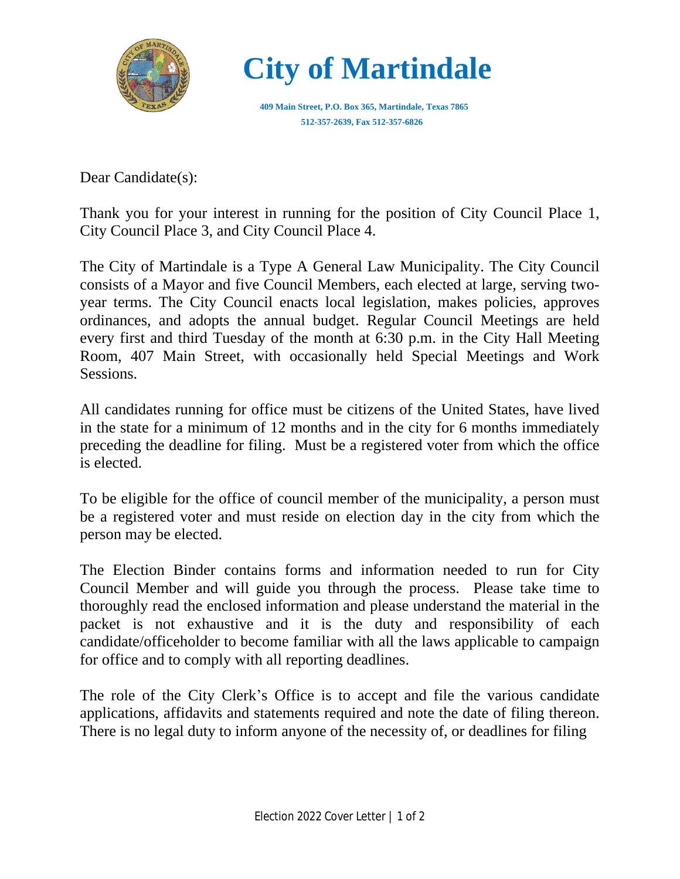# City of Martindale

**409 Main Street, P.O. Box 365, Martindale, Texas 7865**
**512-357-2639, Fax 512-357-6826**

Dear Candidate(s):

Thank you for your interest in running for the position of City Council Place 1, City Council Place 3, and City Council Place 4.

The City of Martindale is a Type A General Law Municipality. The City Council consists of a Mayor and five Council Members, each elected at large, serving two-year terms. The City Council enacts local legislation, makes policies, approves ordinances, and adopts the annual budget. Regular Council Meetings are held every first and third Tuesday of the month at 6:30 p.m. in the City Hall Meeting Room, 407 Main Street, with occasionally held Special Meetings and Work Sessions.

All candidates running for office must be citizens of the United States, have lived in the state for a minimum of 12 months and in the city for 6 months immediately preceding the deadline for filing. Must be a registered voter from which the office is elected.

To be eligible for the office of council member of the municipality, a person must be a registered voter and must reside on election day in the city from which the person may be elected.

The Election Binder contains forms and information needed to run for City Council Member and will guide you through the process. Please take time to thoroughly read the enclosed information and please understand the material in the packet is not exhaustive and it is the duty and responsibility of each candidate/officeholder to become familiar with all the laws applicable to campaign for office and to comply with all reporting deadlines.

The role of the City Clerk's Office is to accept and file the various candidate applications, affidavits and statements required and note the date of filing thereon. There is no legal duty to inform anyone of the necessity of, or deadlines for filing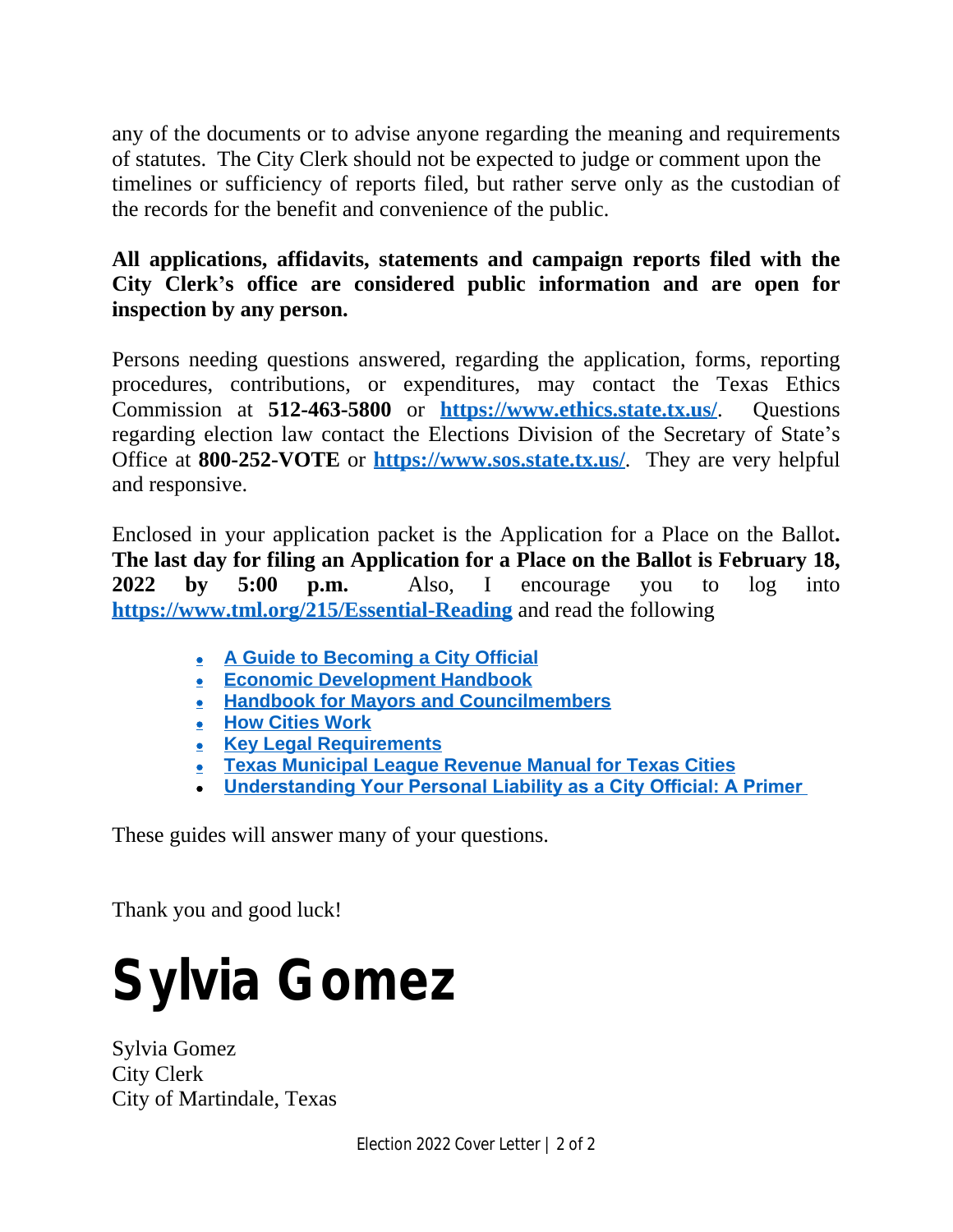any of the documents or to advise anyone regarding the meaning and requirements of statutes. The City Clerk should not be expected to judge or comment upon the timelines or sufficiency of reports filed, but rather serve only as the custodian of the records for the benefit and convenience of the public.

**All applications, affidavits, statements and campaign reports filed with the City Clerk's office are considered public information and are open for inspection by any person.**

Persons needing questions answered, regarding the application, forms, reporting procedures, contributions, or expenditures, may contact the Texas Ethics Commission at **512-463-5800** or **https://www.ethics.state.tx.us/**. Questions regarding election law contact the Elections Division of the Secretary of State's Office at **800-252-VOTE** or **https://www.sos.state.tx.us/**. They are very helpful and responsive.

Enclosed in your application packet is the Application for a Place on the Ballot**. The last day for filing an Application for a Place on the Ballot is February 18, 2022 by 5:00 p.m.** Also, I encourage you to log into **https://www.tml.org/215/Essential-Reading** and read the following

- **A Guide to Becoming a City Official**
- **Economic Development Handbook**
- **Handbook for Mayors and Councilmembers**
- **How Cities Work**
- **Key Legal Requirements**
- **Texas Municipal League Revenue Manual for Texas Cities**
- **Understanding Your Personal Liability as a City Official: A Primer**

These guides will answer many of your questions.

Thank you and good luck!

**Sylvia Gomez**

Sylvia Gomez
City Clerk
City of Martindale, Texas